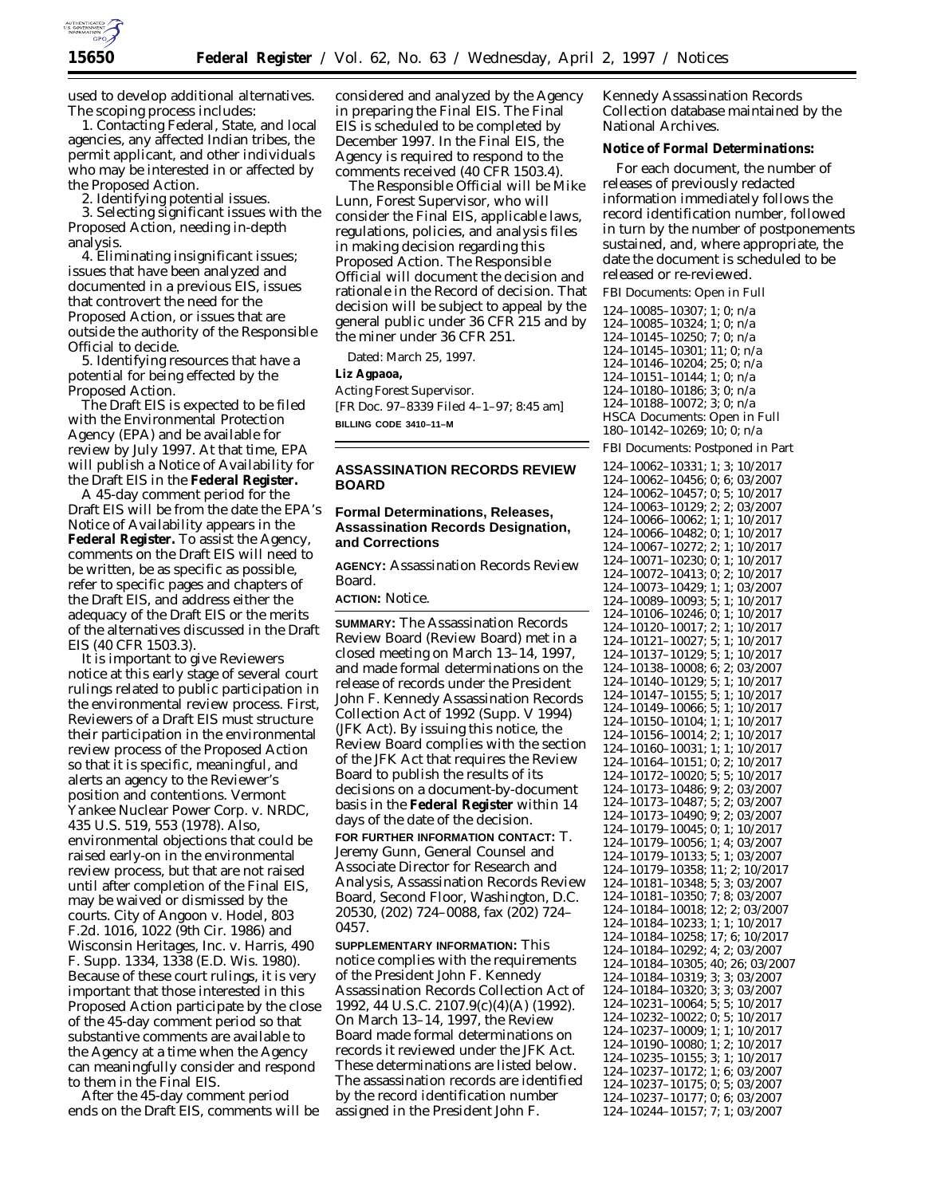used to develop additional alternatives. The scoping process includes:

1. Contacting Federal, State, and local agencies, any affected Indian tribes, the permit applicant, and other individuals who may be interested in or affected by the Proposed Action.

2. Identifying potential issues.

3. Selecting significant issues with the Proposed Action, needing in-depth analysis.

4. Eliminating insignificant issues; issues that have been analyzed and documented in a previous EIS, issues that controvert the need for the Proposed Action, or issues that are outside the authority of the Responsible Official to decide.

5. Identifying resources that have a potential for being effected by the Proposed Action.

The Draft EIS is expected to be filed with the Environmental Protection Agency (EPA) and be available for review by July 1997. At that time, EPA will publish a Notice of Availability for the Draft EIS in the **Federal Register.**

A 45-day comment period for the Draft EIS will be from the date the EPA's Notice of Availability appears in the **Federal Register.** To assist the Agency, comments on the Draft EIS will need to be written, be as specific as possible, refer to specific pages and chapters of the Draft EIS, and address either the adequacy of the Draft EIS or the merits of the alternatives discussed in the Draft EIS (40 CFR 1503.3).

It is important to give Reviewers notice at this early stage of several court rulings related to public participation in the environmental review process. First, Reviewers of a Draft EIS must structure their participation in the environmental review process of the Proposed Action so that it is specific, meaningful, and alerts an agency to the Reviewer's position and contentions. Vermont Yankee Nuclear Power Corp. v. NRDC, 435 U.S. 519, 553 (1978). Also, environmental objections that could be raised early-on in the environmental review process, but that are not raised until after completion of the Final EIS, may be waived or dismissed by the courts. City of Angoon v. Hodel, 803 F.2d. 1016, 1022 (9th Cir. 1986) and Wisconsin Heritages, Inc. v. Harris, 490 F. Supp. 1334, 1338 (E.D. Wis. 1980). Because of these court rulings, it is very important that those interested in this Proposed Action participate by the close of the 45-day comment period so that substantive comments are available to the Agency at a time when the Agency can meaningfully consider and respond to them in the Final EIS.

After the 45-day comment period ends on the Draft EIS, comments will be considered and analyzed by the Agency in preparing the Final EIS. The Final EIS is scheduled to be completed by December 1997. In the Final EIS, the Agency is required to respond to the comments received (40 CFR 1503.4).

The Responsible Official will be Mike Lunn, Forest Supervisor, who will consider the Final EIS, applicable laws, regulations, policies, and analysis files in making decision regarding this Proposed Action. The Responsible Official will document the decision and rationale in the Record of decision. That decision will be subject to appeal by the general public under 36 CFR 215 and by the miner under 36 CFR 251.

Dated: March 25, 1997.

**Liz Agpaoa,**

*Acting Forest Supervisor.*

[FR Doc. 97–8339 Filed 4–1–97; 8:45 am]

**BILLING CODE 3410–11–M**

---

## ASSASSINATION RECORDS REVIEW BOARD

### Formal Determinations, Releases, Assassination Records Designation, and Corrections

**AGENCY:** Assassination Records Review Board.

**ACTION:** Notice.

**SUMMARY:** The Assassination Records Review Board (Review Board) met in a closed meeting on March 13–14, 1997, and made formal determinations on the release of records under the President John F. Kennedy Assassination Records Collection Act of 1992 (Supp. V 1994) (JFK Act). By issuing this notice, the Review Board complies with the section of the JFK Act that requires the Review Board to publish the results of its decisions on a document-by-document basis in the **Federal Register** within 14 days of the date of the decision.

**FOR FURTHER INFORMATION CONTACT:** T. Jeremy Gunn, General Counsel and Associate Director for Research and Analysis, Assassination Records Review Board, Second Floor, Washington, D.C. 20530, (202) 724–0088, fax (202) 724–0457.

**SUPPLEMENTARY INFORMATION:** This notice complies with the requirements of the President John F. Kennedy Assassination Records Collection Act of 1992, 44 U.S.C. 2107.9(c)(4)(A) (1992). On March 13–14, 1997, the Review Board made formal determinations on records it reviewed under the JFK Act. These determinations are listed below. The assassination records are identified by the record identification number assigned in the President John F. Kennedy Assassination Records Collection database maintained by the National Archives.

**Notice of Formal Determinations:**

For each document, the number of releases of previously redacted information immediately follows the record identification number, followed in turn by the number of postponements sustained, and, where appropriate, the date the document is scheduled to be released or re-reviewed.

FBI Documents: Open in Full

124–10085–10307; 1; 0; n/a
124–10085–10324; 1; 0; n/a
124–10145–10250; 7; 0; n/a
124–10145–10301; 11; 0; n/a
124–10146–10204; 25; 0; n/a
124–10151–10144; 1; 0; n/a
124–10180–10186; 3; 0; n/a
124–10188–10072; 3; 0; n/a

HSCA Documents: Open in Full

180–10142–10269; 10; 0; n/a

FBI Documents: Postponed in Part

124–10062–10331; 1; 3; 10/2017
124–10062–10456; 0; 6; 03/2007
124–10062–10457; 0; 5; 10/2017
124–10063–10129; 2; 2; 03/2007
124–10066–10062; 1; 1; 10/2017
124–10066–10482; 0; 1; 10/2017
124–10067–10272; 2; 1; 10/2017
124–10071–10230; 0; 1; 10/2017
124–10072–10413; 0; 2; 10/2017
124–10073–10429; 1; 1; 03/2007
124–10089–10093; 5; 1; 10/2017
124–10106–10246; 0; 1; 10/2017
124–10120–10017; 2; 1; 10/2017
124–10121–10027; 5; 1; 10/2017
124–10137–10129; 5; 1; 10/2017
124–10138–10008; 6; 2; 03/2007
124–10140–10129; 5; 1; 10/2017
124–10147–10155; 5; 1; 10/2017
124–10149–10066; 5; 1; 10/2017
124–10150–10104; 1; 1; 10/2017
124–10156–10014; 2; 1; 10/2017
124–10160–10031; 1; 1; 10/2017
124–10164–10151; 0; 2; 10/2017
124–10172–10020; 5; 5; 10/2017
124–10173–10486; 9; 2; 03/2007
124–10173–10487; 5; 2; 03/2007
124–10173–10490; 9; 2; 03/2007
124–10179–10045; 0; 1; 10/2017
124–10179–10056; 1; 4; 03/2007
124–10179–10133; 5; 1; 03/2007
124–10179–10358; 11; 2; 10/2017
124–10181–10348; 5; 3; 03/2007
124–10181–10350; 7; 8; 03/2007
124–10184–10018; 12; 2; 03/2007
124–10184–10233; 1; 1; 10/2017
124–10184–10258; 17; 6; 10/2017
124–10184–10292; 4; 2; 03/2007
124–10184–10305; 40; 26; 03/2007
124–10184–10319; 3; 3; 03/2007
124–10184–10320; 3; 3; 03/2007
124–10231–10064; 5; 5; 10/2017
124–10232–10022; 0; 5; 10/2017
124–10237–10009; 1; 1; 10/2017
124–10190–10080; 1; 2; 10/2017
124–10235–10155; 3; 1; 10/2017
124–10237–10172; 1; 6; 03/2007
124–10237–10175; 0; 5; 03/2007
124–10237–10177; 0; 6; 03/2007
124–10244–10157; 7; 1; 03/2007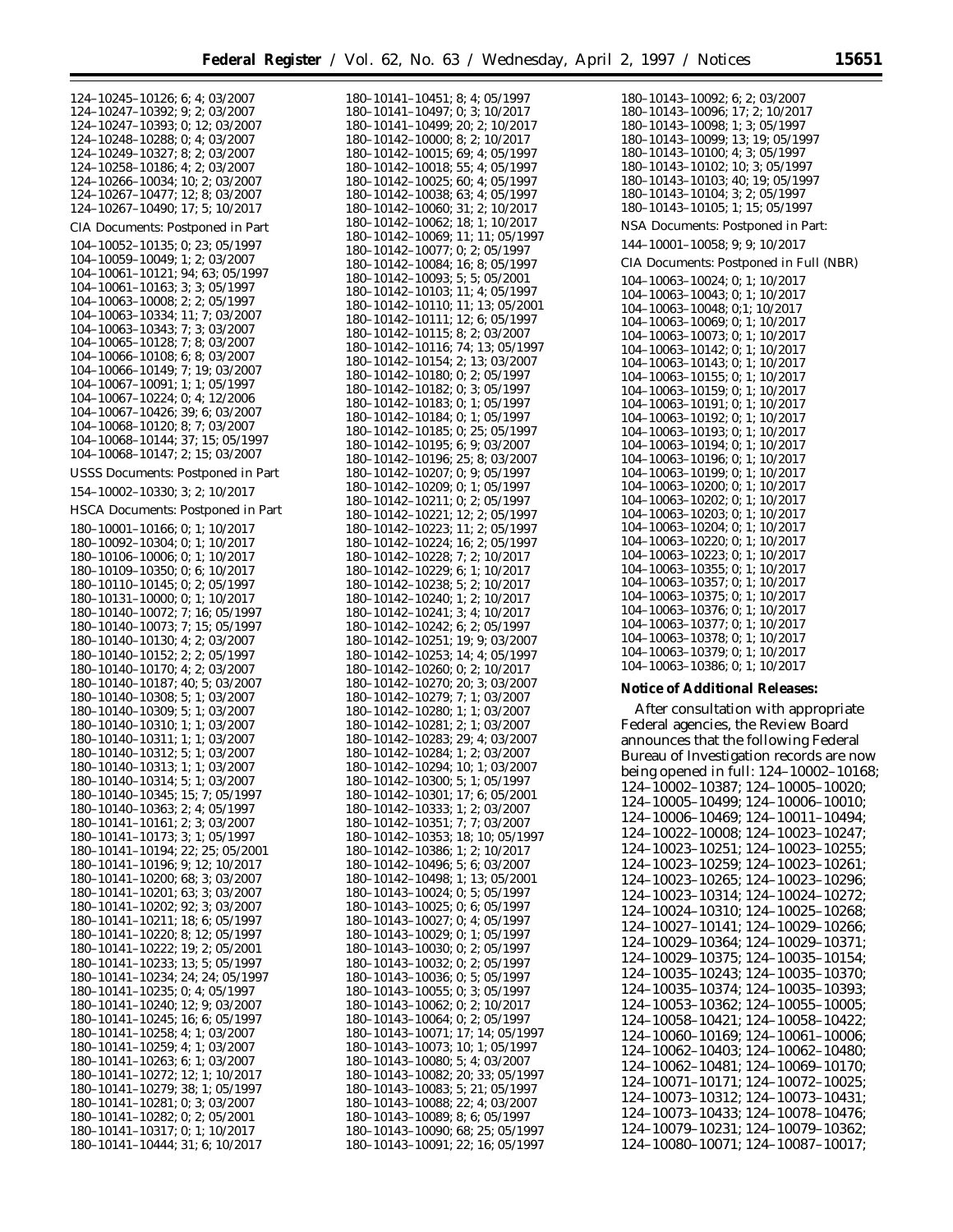124–10245–10126; 6; 4; 03/2007
124–10247–10392; 9; 2; 03/2007
124–10247–10393; 0; 12; 03/2007
124–10248–10288; 0; 4; 03/2007
124–10249–10327; 8; 2; 03/2007
124–10258–10186; 4; 2; 03/2007
124–10266–10034; 10; 2; 03/2007
124–10267–10477; 12; 8; 03/2007
124–10267–10490; 17; 5; 10/2017

CIA Documents: Postponed in Part

104–10052–10135; 0; 23; 05/1997
104–10059–10049; 1; 2; 03/2007
104–10061–10121; 94; 63; 05/1997
104–10061–10163; 3; 3; 05/1997
104–10063–10008; 2; 2; 05/1997
104–10063–10334; 11; 7; 03/2007
104–10063–10343; 7; 3; 03/2007
104–10065–10128; 7; 8; 03/2007
104–10066–10108; 6; 8; 03/2007
104–10066–10149; 7; 19; 03/2007
104–10067–10091; 1; 1; 05/1997
104–10067–10224; 0; 4; 12/2006
104–10067–10426; 39; 6; 03/2007
104–10068–10120; 8; 7; 03/2007
104–10068–10144; 37; 15; 05/1997
104–10068–10147; 2; 15; 03/2007

USSS Documents: Postponed in Part

154–10002–10330; 3; 2; 10/2017

HSCA Documents: Postponed in Part

180–10001–10166; 0; 1; 10/2017
180–10092–10304; 0; 1; 10/2017
180–10106–10006; 0; 1; 10/2017
180–10109–10350; 0; 6; 10/2017
180–10110–10145; 0; 2; 05/1997
180–10131–10000; 0; 1; 10/2017
180–10140–10072; 7; 16; 05/1997
180–10140–10073; 7; 15; 05/1997
180–10140–10130; 4; 2; 03/2007
180–10140–10152; 2; 2; 05/1997
180–10140–10170; 4; 2; 03/2007
180–10140–10187; 40; 5; 03/2007
180–10140–10308; 5; 1; 03/2007
180–10140–10309; 5; 1; 03/2007
180–10140–10310; 1; 1; 03/2007
180–10140–10311; 1; 1; 03/2007
180–10140–10312; 5; 1; 03/2007
180–10140–10313; 1; 1; 03/2007
180–10140–10314; 5; 1; 03/2007
180–10140–10345; 15; 7; 05/1997
180–10140–10363; 2; 4; 05/1997
180–10141–10161; 2; 3; 03/2007
180–10141–10173; 3; 1; 05/1997
180–10141–10194; 22; 25; 05/2001
180–10141–10196; 9; 12; 10/2017
180–10141–10200; 68; 3; 03/2007
180–10141–10201; 63; 3; 03/2007
180–10141–10202; 92; 3; 03/2007
180–10141–10211; 18; 6; 05/1997
180–10141–10220; 8; 12; 05/1997
180–10141–10222; 19; 2; 05/2001
180–10141–10233; 13; 5; 05/1997
180–10141–10234; 24; 24; 05/1997
180–10141–10235; 0; 4; 05/1997
180–10141–10240; 12; 9; 03/2007
180–10141–10245; 16; 6; 05/1997
180–10141–10258; 4; 1; 03/2007
180–10141–10259; 4; 1; 03/2007
180–10141–10263; 6; 1; 03/2007
180–10141–10272; 12; 1; 10/2017
180–10141–10279; 38; 1; 05/1997
180–10141–10281; 0; 3; 03/2007
180–10141–10282; 0; 2; 05/2001
180–10141–10317; 0; 1; 10/2017
180–10141–10444; 31; 6; 10/2017
180–10141–10451; 8; 4; 05/1997
180–10141–10497; 0; 3; 10/2017
180–10141–10499; 20; 2; 10/2017
180–10142–10000; 8; 2; 10/2017
180–10142–10015; 69; 4; 05/1997
180–10142–10018; 55; 4; 05/1997
180–10142–10025; 60; 4; 05/1997
180–10142–10038; 63; 4; 05/1997
180–10142–10060; 31; 2; 10/2017
180–10142–10062; 18; 1; 10/2017
180–10142–10069; 11; 11; 05/1997
180–10142–10077; 0; 2; 05/1997
180–10142–10084; 16; 8; 05/1997
180–10142–10093; 5; 5; 05/2001
180–10142–10103; 11; 4; 05/1997
180–10142–10110; 11; 13; 05/2001
180–10142–10111; 12; 6; 05/1997
180–10142–10115; 8; 2; 03/2007
180–10142–10116; 74; 13; 05/1997
180–10142–10154; 2; 13; 03/2007
180–10142–10180; 0; 2; 05/1997
180–10142–10182; 0; 3; 05/1997
180–10142–10183; 0; 1; 05/1997
180–10142–10184; 0; 1; 05/1997
180–10142–10185; 0; 25; 05/1997
180–10142–10195; 6; 9; 03/2007
180–10142–10196; 25; 8; 03/2007
180–10142–10207; 0; 9; 05/1997
180–10142–10209; 0; 1; 05/1997
180–10142–10211; 0; 2; 05/1997
180–10142–10221; 12; 2; 05/1997
180–10142–10223; 11; 2; 05/1997
180–10142–10224; 16; 2; 05/1997
180–10142–10228; 7; 2; 10/2017
180–10142–10229; 6; 1; 10/2017
180–10142–10238; 5; 2; 10/2017
180–10142–10240; 1; 2; 10/2017
180–10142–10241; 3; 4; 10/2017
180–10142–10242; 6; 2; 05/1997
180–10142–10251; 19; 9; 03/2007
180–10142–10253; 14; 4; 05/1997
180–10142–10260; 0; 2; 10/2017
180–10142–10270; 20; 3; 03/2007
180–10142–10279; 7; 1; 03/2007
180–10142–10280; 1; 1; 03/2007
180–10142–10281; 2; 1; 03/2007
180–10142–10283; 29; 4; 03/2007
180–10142–10284; 1; 2; 03/2007
180–10142–10294; 10; 1; 03/2007
180–10142–10300; 5; 1; 05/1997
180–10142–10301; 17; 6; 05/2001
180–10142–10333; 1; 2; 03/2007
180–10142–10351; 7; 7; 03/2007
180–10142–10353; 18; 10; 05/1997
180–10142–10386; 1; 2; 10/2017
180–10142–10496; 5; 6; 03/2007
180–10142–10498; 1; 13; 05/2001
180–10143–10024; 0; 5; 05/1997
180–10143–10025; 0; 6; 05/1997
180–10143–10027; 0; 4; 05/1997
180–10143–10029; 0; 1; 05/1997
180–10143–10030; 0; 2; 05/1997
180–10143–10032; 0; 2; 05/1997
180–10143–10036; 0; 5; 05/1997
180–10143–10055; 0; 3; 05/1997
180–10143–10062; 0; 2; 10/2017
180–10143–10064; 0; 2; 05/1997
180–10143–10071; 17; 14; 05/1997
180–10143–10073; 10; 1; 05/1997
180–10143–10080; 5; 4; 03/2007
180–10143–10082; 20; 33; 05/1997
180–10143–10083; 5; 21; 05/1997
180–10143–10088; 22; 4; 03/2007
180–10143–10089; 8; 6; 05/1997
180–10143–10090; 68; 25; 05/1997
180–10143–10091; 22; 16; 05/1997
180–10143–10092; 6; 2; 03/2007
180–10143–10096; 17; 2; 10/2017
180–10143–10098; 1; 3; 05/1997
180–10143–10099; 13; 19; 05/1997
180–10143–10100; 4; 3; 05/1997
180–10143–10102; 10; 3; 05/1997
180–10143–10103; 40; 19; 05/1997
180–10143–10104; 3; 2; 05/1997
180–10143–10105; 1; 15; 05/1997

NSA Documents: Postponed in Part:

144–10001–10058; 9; 9; 10/2017

CIA Documents: Postponed in Full (NBR)

104–10063–10024; 0; 1; 10/2017
104–10063–10043; 0; 1; 10/2017
104–10063–10048; 0;1; 10/2017
104–10063–10069; 0; 1; 10/2017
104–10063–10073; 0; 1; 10/2017
104–10063–10142; 0; 1; 10/2017
104–10063–10143; 0; 1; 10/2017
104–10063–10155; 0; 1; 10/2017
104–10063–10159; 0; 1; 10/2017
104–10063–10191; 0; 1; 10/2017
104–10063–10192; 0; 1; 10/2017
104–10063–10193; 0; 1; 10/2017
104–10063–10194; 0; 1; 10/2017
104–10063–10196; 0; 1; 10/2017
104–10063–10199; 0; 1; 10/2017
104–10063–10200; 0; 1; 10/2017
104–10063–10202; 0; 1; 10/2017
104–10063–10203; 0; 1; 10/2017
104–10063–10204; 0; 1; 10/2017
104–10063–10220; 0; 1; 10/2017
104–10063–10223; 0; 1; 10/2017
104–10063–10355; 0; 1; 10/2017
104–10063–10357; 0; 1; 10/2017
104–10063–10375; 0; 1; 10/2017
104–10063–10376; 0; 1; 10/2017
104–10063–10377; 0; 1; 10/2017
104–10063–10378; 0; 1; 10/2017
104–10063–10379; 0; 1; 10/2017
104–10063–10386; 0; 1; 10/2017

**Notice of Additional Releases:**

After consultation with appropriate Federal agencies, the Review Board announces that the following Federal Bureau of Investigation records are now being opened in full: 124–10002–10168; 124–10002–10387; 124–10005–10020; 124–10005–10499; 124–10006–10010; 124–10006–10469; 124–10011–10494; 124–10022–10008; 124–10023–10247; 124–10023–10251; 124–10023–10255; 124–10023–10259; 124–10023–10261; 124–10023–10265; 124–10023–10296; 124–10023–10314; 124–10024–10272; 124–10024–10310; 124–10025–10268; 124–10027–10141; 124–10029–10266; 124–10029–10364; 124–10029–10371; 124–10029–10375; 124–10035–10154; 124–10035–10243; 124–10035–10370; 124–10035–10374; 124–10035–10393; 124–10053–10362; 124–10055–10005; 124–10058–10421; 124–10058–10422; 124–10060–10169; 124–10061–10006; 124–10062–10403; 124–10062–10480; 124–10062–10481; 124–10069–10170; 124–10071–10171; 124–10072–10025; 124–10073–10312; 124–10073–10431; 124–10073–10433; 124–10078–10476; 124–10079–10231; 124–10079–10362; 124–10080–10071; 124–10087–10017;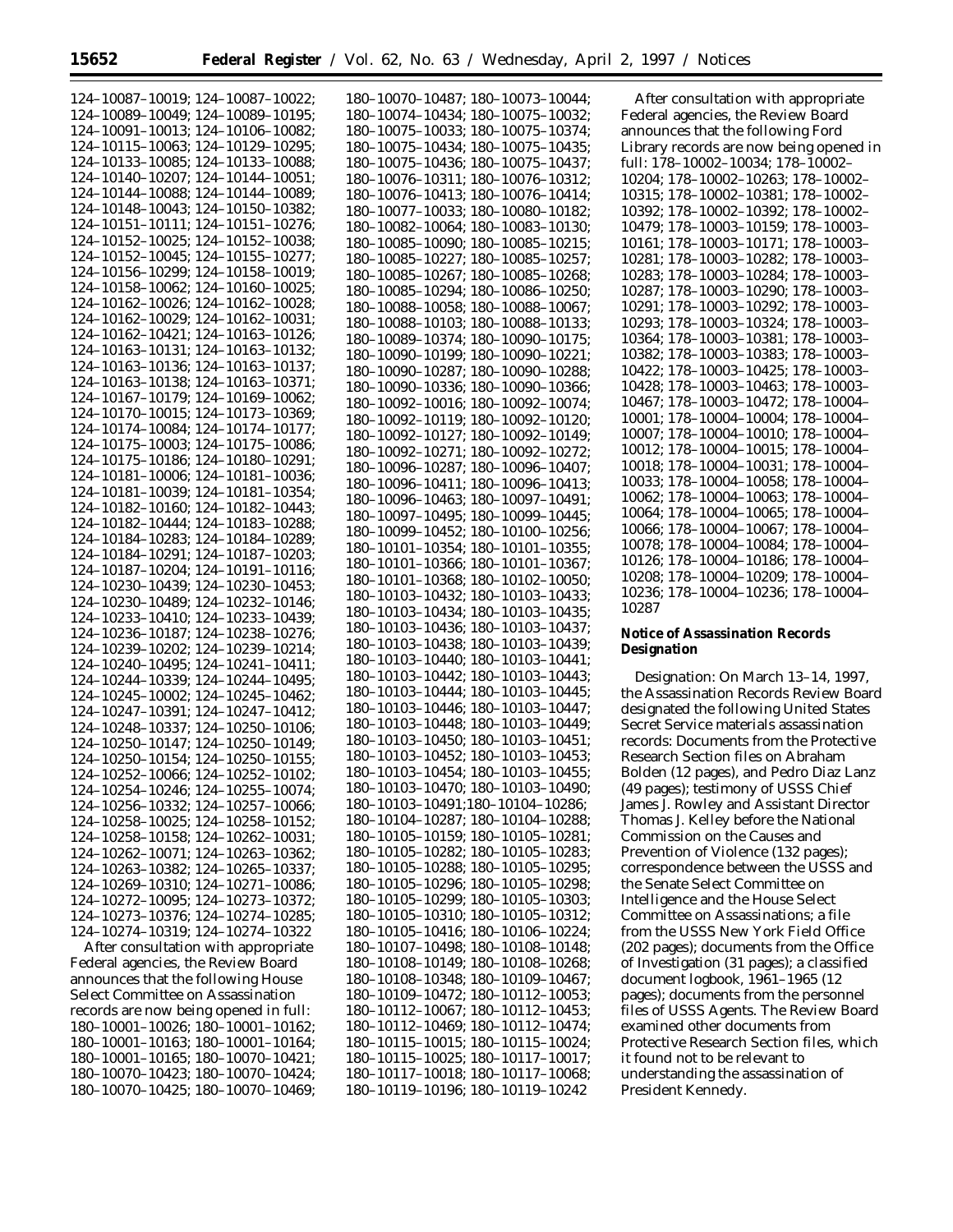124–10087–10019; 124–10087–10022; 124–10089–10049; 124–10089–10195; 124–10091–10013; 124–10106–10082; 124–10115–10063; 124–10129–10295; 124–10133–10085; 124–10133–10088; 124–10140–10207; 124–10144–10051; 124–10144–10088; 124–10144–10089; 124–10148–10043; 124–10150–10382; 124–10151–10111; 124–10151–10276; 124–10152–10025; 124–10152–10038; 124–10152–10045; 124–10155–10277; 124–10156–10299; 124–10158–10019; 124–10158–10062; 124–10160–10025; 124–10162–10026; 124–10162–10028; 124–10162–10029; 124–10162–10031; 124–10162–10421; 124–10163–10126; 124–10163–10131; 124–10163–10132; 124–10163–10136; 124–10163–10137; 124–10163–10138; 124–10163–10371; 124–10167–10179; 124–10169–10062; 124–10170–10015; 124–10173–10369; 124–10174–10084; 124–10174–10177; 124–10175–10003; 124–10175–10086; 124–10175–10186; 124–10180–10291; 124–10181–10006; 124–10181–10036; 124–10181–10039; 124–10181–10354; 124–10182–10160; 124–10182–10443; 124–10182–10444; 124–10183–10288; 124–10184–10283; 124–10184–10289; 124–10184–10291; 124–10187–10203; 124–10187–10204; 124–10191–10116; 124–10230–10439; 124–10230–10453; 124–10230–10489; 124–10232–10146; 124–10233–10410; 124–10233–10439; 124–10236–10187; 124–10238–10276; 124–10239–10202; 124–10239–10214; 124–10240–10495; 124–10241–10411; 124–10244–10339; 124–10244–10495; 124–10245–10002; 124–10245–10462; 124–10247–10391; 124–10247–10412; 124–10248–10337; 124–10250–10106; 124–10250–10147; 124–10250–10149; 124–10250–10154; 124–10250–10155; 124–10252–10066; 124–10252–10102; 124–10254–10246; 124–10255–10074; 124–10256–10332; 124–10257–10066; 124–10258–10025; 124–10258–10152; 124–10258–10158; 124–10262–10031; 124–10262–10071; 124–10263–10362; 124–10263–10382; 124–10265–10337; 124–10269–10310; 124–10271–10086; 124–10272–10095; 124–10273–10372; 124–10273–10376; 124–10274–10285; 124–10274–10319; 124–10274–10322

After consultation with appropriate Federal agencies, the Review Board announces that the following House Select Committee on Assassination records are now being opened in full: 180–10001–10026; 180–10001–10162; 180–10001–10163; 180–10001–10164; 180–10001–10165; 180–10070–10421; 180–10070–10423; 180–10070–10424; 180–10070–10425; 180–10070–10469; 180–10070–10487; 180–10073–10044; 180–10074–10434; 180–10075–10032; 180–10075–10033; 180–10075–10374; 180–10075–10434; 180–10075–10435; 180–10075–10436; 180–10075–10437; 180–10076–10311; 180–10076–10312; 180–10076–10413; 180–10076–10414; 180–10077–10033; 180–10080–10182; 180–10082–10064; 180–10083–10130; 180–10085–10090; 180–10085–10215; 180–10085–10227; 180–10085–10257; 180–10085–10267; 180–10085–10268; 180–10085–10294; 180–10086–10250; 180–10088–10058; 180–10088–10067; 180–10088–10103; 180–10088–10133; 180–10089–10374; 180–10090–10175; 180–10090–10199; 180–10090–10221; 180–10090–10287; 180–10090–10288; 180–10090–10336; 180–10090–10366; 180–10092–10016; 180–10092–10074; 180–10092–10119; 180–10092–10120; 180–10092–10127; 180–10092–10149; 180–10092–10271; 180–10092–10272; 180–10096–10287; 180–10096–10407; 180–10096–10411; 180–10096–10413; 180–10096–10463; 180–10097–10491; 180–10097–10495; 180–10099–10445; 180–10099–10452; 180–10100–10256; 180–10101–10354; 180–10101–10355; 180–10101–10366; 180–10101–10367; 180–10101–10368; 180–10102–10050; 180–10103–10432; 180–10103–10433; 180–10103–10434; 180–10103–10435; 180–10103–10436; 180–10103–10437; 180–10103–10438; 180–10103–10439; 180–10103–10440; 180–10103–10441; 180–10103–10442; 180–10103–10443; 180–10103–10444; 180–10103–10445; 180–10103–10446; 180–10103–10447; 180–10103–10448; 180–10103–10449; 180–10103–10450; 180–10103–10451; 180–10103–10452; 180–10103–10453; 180–10103–10454; 180–10103–10455; 180–10103–10470; 180–10103–10490; 180–10103–10491;180–10104–10286; 180–10104–10287; 180–10104–10288; 180–10105–10159; 180–10105–10281; 180–10105–10282; 180–10105–10283; 180–10105–10288; 180–10105–10295; 180–10105–10296; 180–10105–10298; 180–10105–10299; 180–10105–10303; 180–10105–10310; 180–10105–10312; 180–10105–10416; 180–10106–10224; 180–10107–10498; 180–10108–10148; 180–10108–10149; 180–10108–10268; 180–10108–10348; 180–10109–10467; 180–10109–10472; 180–10112–10053; 180–10112–10067; 180–10112–10453; 180–10112–10469; 180–10112–10474; 180–10115–10015; 180–10115–10024; 180–10115–10025; 180–10117–10017; 180–10117–10018; 180–10117–10068; 180–10119–10196; 180–10119–10242

After consultation with appropriate Federal agencies, the Review Board announces that the following Ford Library records are now being opened in full: 178–10002–10034; 178–10002–10204; 178–10002–10263; 178–10002–10315; 178–10002–10381; 178–10002–10392; 178–10002–10392; 178–10002–10479; 178–10003–10159; 178–10003–10161; 178–10003–10171; 178–10003–10281; 178–10003–10282; 178–10003–10283; 178–10003–10284; 178–10003–10287; 178–10003–10290; 178–10003–10291; 178–10003–10292; 178–10003–10293; 178–10003–10324; 178–10003–10364; 178–10003–10381; 178–10003–10382; 178–10003–10383; 178–10003–10422; 178–10003–10425; 178–10003–10428; 178–10003–10463; 178–10003–10467; 178–10003–10472; 178–10004–10001; 178–10004–10004; 178–10004–10007; 178–10004–10010; 178–10004–10012; 178–10004–10015; 178–10004–10018; 178–10004–10031; 178–10004–10033; 178–10004–10058; 178–10004–10062; 178–10004–10063; 178–10004–10064; 178–10004–10065; 178–10004–10066; 178–10004–10067; 178–10004–10078; 178–10004–10084; 178–10004–10126; 178–10004–10186; 178–10004–10208; 178–10004–10209; 178–10004–10236; 178–10004–10236; 178–10004–10287

**Notice of Assassination Records Designation**

*Designation:* On March 13–14, 1997, the Assassination Records Review Board designated the following United States Secret Service materials assassination records: Documents from the Protective Research Section files on Abraham Bolden (12 pages), and Pedro Diaz Lanz (49 pages); testimony of USSS Chief James J. Rowley and Assistant Director Thomas J. Kelley before the National Commission on the Causes and Prevention of Violence (132 pages); correspondence between the USSS and the Senate Select Committee on Intelligence and the House Select Committee on Assassinations; a file from the USSS New York Field Office (202 pages); documents from the Office of Investigation (31 pages); a classified document logbook, 1961–1965 (12 pages); documents from the personnel files of USSS Agents. The Review Board examined other documents from Protective Research Section files, which it found not to be relevant to understanding the assassination of President Kennedy.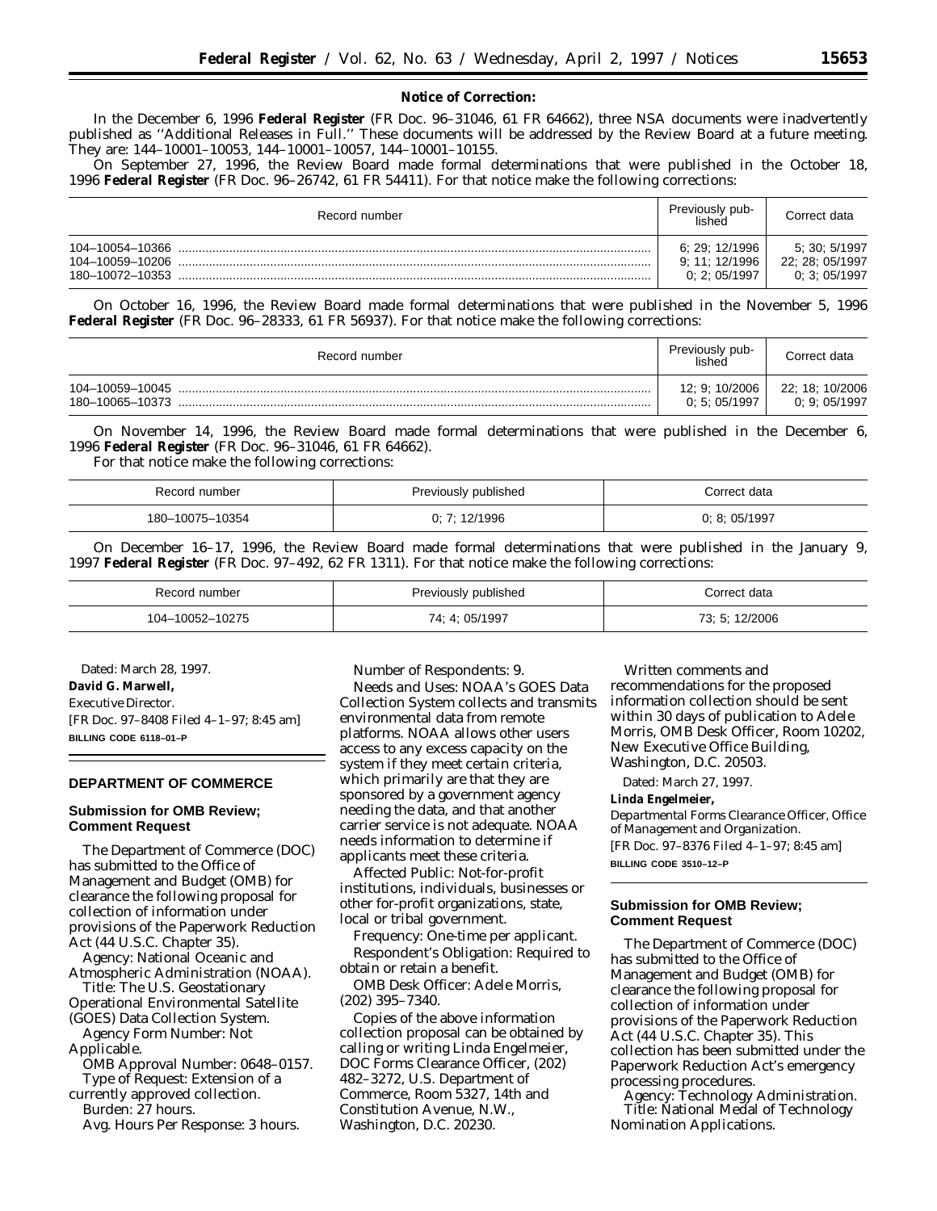**Notice of Correction:**

In the December 6, 1996 **Federal Register** (FR Doc. 96–31046, 61 FR 64662), three NSA documents were inadvertently published as ''Additional Releases in Full.'' These documents will be addressed by the Review Board at a future meeting. They are: 144–10001–10053, 144–10001–10057, 144–10001–10155.

On September 27, 1996, the Review Board made formal determinations that were published in the October 18, 1996 **Federal Register** (FR Doc. 96–26742, 61 FR 54411). For that notice make the following corrections:

| Record number | Previously published | Correct data |
|---|---|---|
| 104–10054–10366 | 6; 29; 12/1996 | 5; 30; 5/1997 |
| 104–10059–10206 | 9; 11; 12/1996 | 22; 28; 05/1997 |
| 180–10072–10353 | 0; 2; 05/1997 | 0; 3; 05/1997 |

On October 16, 1996, the Review Board made formal determinations that were published in the November 5, 1996 **Federal Register** (FR Doc. 96–28333, 61 FR 56937). For that notice make the following corrections:

| Record number | Previously published | Correct data |
|---|---|---|
| 104–10059–10045 | 12; 9; 10/2006 | 22; 18; 10/2006 |
| 180–10065–10373 | 0; 5; 05/1997 | 0; 9; 05/1997 |

On November 14, 1996, the Review Board made formal determinations that were published in the December 6, 1996 **Federal Register** (FR Doc. 96–31046, 61 FR 64662).

For that notice make the following corrections:

| Record number | Previously published | Correct data |
|---|---|---|
| 180–10075–10354 | 0; 7; 12/1996 | 0; 8; 05/1997 |

On December 16–17, 1996, the Review Board made formal determinations that were published in the January 9, 1997 **Federal Register** (FR Doc. 97–492, 62 FR 1311). For that notice make the following corrections:

| Record number | Previously published | Correct data |
|---|---|---|
| 104–10052–10275 | 74; 4; 05/1997 | 73; 5; 12/2006 |

Dated: March 28, 1997.

**David G. Marwell,**

*Executive Director.*

[FR Doc. 97–8408 Filed 4–1–97; 8:45 am]

**BILLING CODE 6118–01–P**

## DEPARTMENT OF COMMERCE

### Submission for OMB Review; Comment Request

The Department of Commerce (DOC) has submitted to the Office of Management and Budget (OMB) for clearance the following proposal for collection of information under provisions of the Paperwork Reduction Act (44 U.S.C. Chapter 35).

*Agency:* National Oceanic and Atmospheric Administration (NOAA).

*Title:* The U.S. Geostationary Operational Environmental Satellite (GOES) Data Collection System.

*Agency Form Number:* Not Applicable.

*OMB Approval Number:* 0648–0157.

*Type of Request:* Extension of a currently approved collection.

*Burden:* 27 hours.

*Avg. Hours Per Response:* 3 hours.

*Number of Respondents:* 9.

*Needs and Uses:* NOAA's GOES Data Collection System collects and transmits environmental data from remote platforms. NOAA allows other users access to any excess capacity on the system if they meet certain criteria, which primarily are that they are sponsored by a government agency needing the data, and that another carrier service is not adequate. NOAA needs information to determine if applicants meet these criteria.

*Affected Public:* Not-for-profit institutions, individuals, businesses or other for-profit organizations, state, local or tribal government.

*Frequency:* One-time per applicant.

*Respondent's Obligation:* Required to obtain or retain a benefit.

*OMB Desk Officer:* Adele Morris, (202) 395–7340.

Copies of the above information collection proposal can be obtained by calling or writing Linda Engelmeier, DOC Forms Clearance Officer, (202) 482–3272, U.S. Department of Commerce, Room 5327, 14th and Constitution Avenue, N.W., Washington, D.C. 20230.

Written comments and recommendations for the proposed information collection should be sent within 30 days of publication to Adele Morris, OMB Desk Officer, Room 10202, New Executive Office Building, Washington, D.C. 20503.

Dated: March 27, 1997.

**Linda Engelmeier,**

*Departmental Forms Clearance Officer, Office of Management and Organization.*

[FR Doc. 97–8376 Filed 4–1–97; 8:45 am]

**BILLING CODE 3510–12–P**

### Submission for OMB Review; Comment Request

The Department of Commerce (DOC) has submitted to the Office of Management and Budget (OMB) for clearance the following proposal for collection of information under provisions of the Paperwork Reduction Act (44 U.S.C. Chapter 35). This collection has been submitted under the Paperwork Reduction Act's emergency processing procedures.

*Agency:* Technology Administration.

*Title:* National Medal of Technology Nomination Applications.